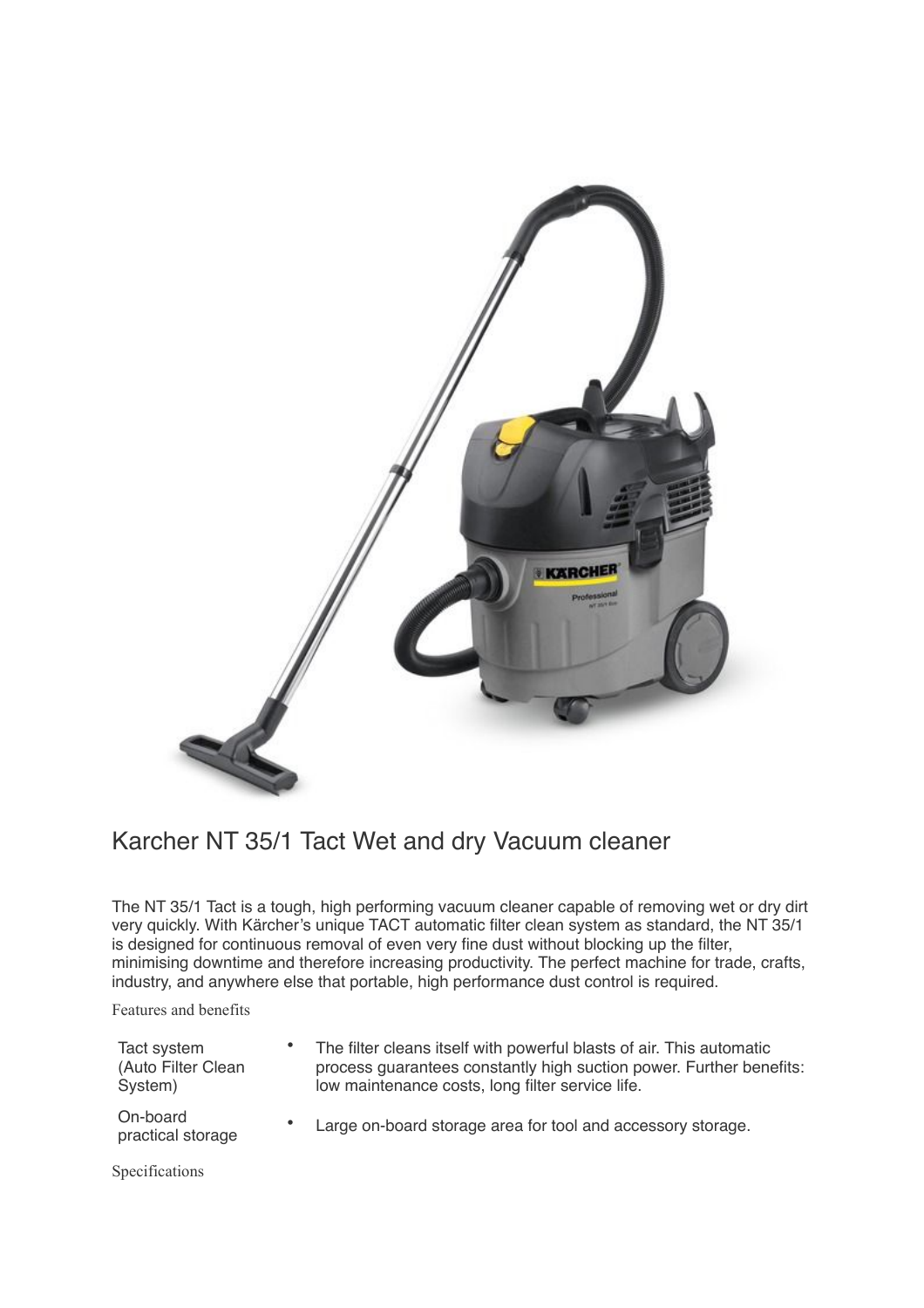# Karcher NT 35/1 Tact Wet and dry Vacuum cleaner

The NT 35/1 Tact is a tough, high performing vacuum cleaner capable of removing wet or dry dirt very quickly. With Kärcher's unique TACT automatic filter clean system as standard, the NT 35/1 is designed for continuous removal of even very fine dust without blocking up the filter, minimising downtime and therefore increasing productivity. The perfect machine for trade, crafts, industry, and anywhere else that portable, high performance dust control is required.

## Features and benefits

| | |
|---|---|
| Tact system (Auto Filter Clean System) | • The filter cleans itself with powerful blasts of air. This automatic process guarantees constantly high suction power. Further benefits: low maintenance costs, long filter service life. |
| On-board practical storage | • Large on-board storage area for tool and accessory storage. |

## Specifications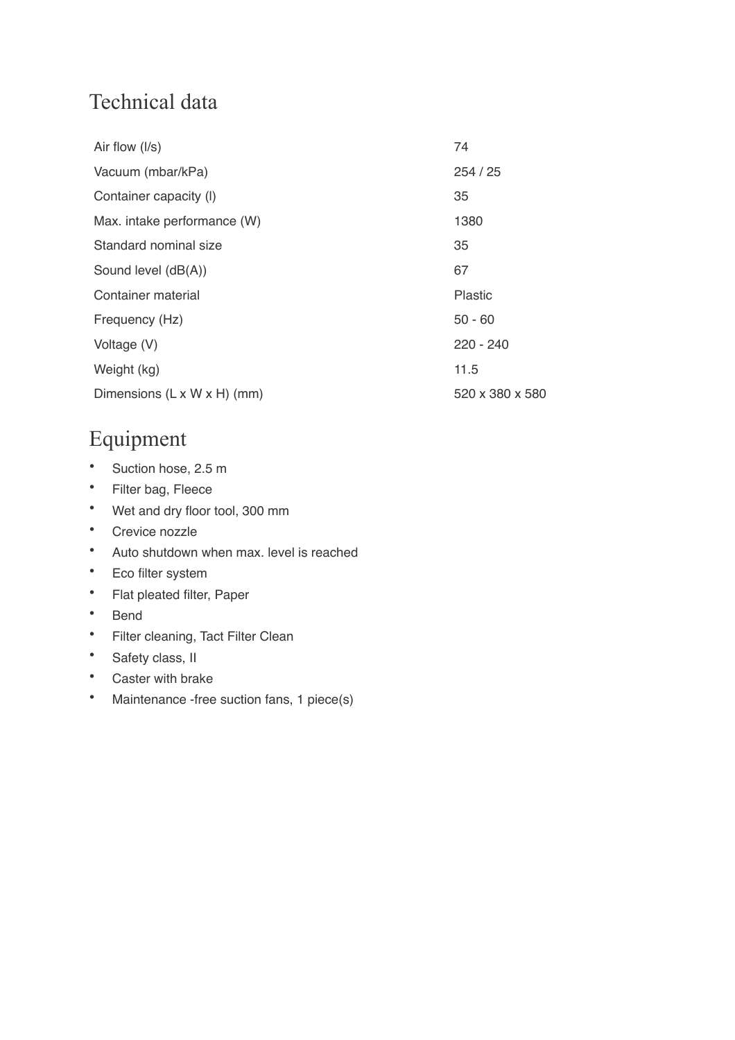## Technical data

| | |
|---|---|
| Air flow (l/s) | 74 |
| Vacuum (mbar/kPa) | 254 / 25 |
| Container capacity (l) | 35 |
| Max. intake performance (W) | 1380 |
| Standard nominal size | 35 |
| Sound level (dB(A)) | 67 |
| Container material | Plastic |
| Frequency (Hz) | 50 - 60 |
| Voltage (V) | 220 - 240 |
| Weight (kg) | 11.5 |
| Dimensions (L x W x H) (mm) | 520 x 380 x 580 |

## Equipment

- Suction hose, 2.5 m
- Filter bag, Fleece
- Wet and dry floor tool, 300 mm
- Crevice nozzle
- Auto shutdown when max. level is reached
- Eco filter system
- Flat pleated filter, Paper
- Bend
- Filter cleaning, Tact Filter Clean
- Safety class, II
- Caster with brake
- Maintenance -free suction fans, 1 piece(s)